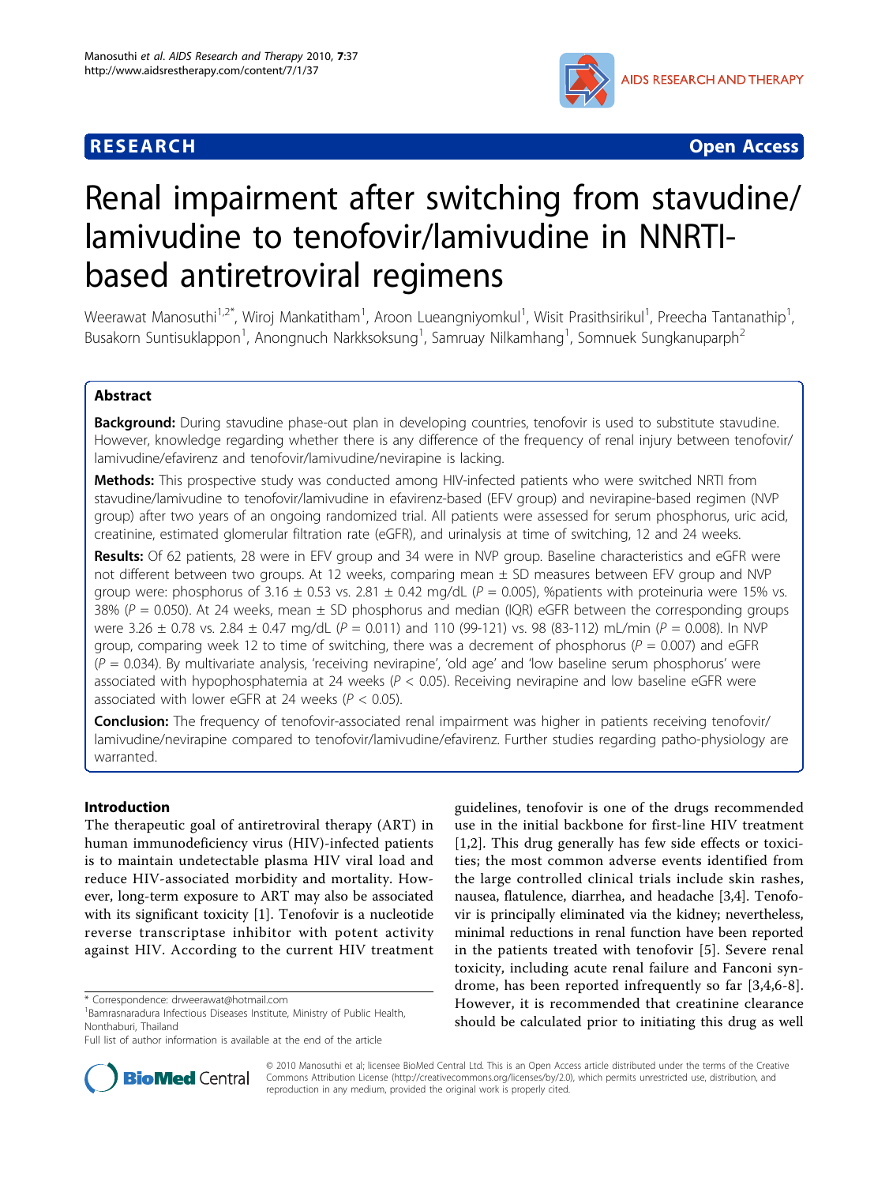# Renal impairment after switching from stavudine/lamivudine to tenofovir/lamivudine in NNRTI-based antiretroviral regimens

Weerawat Manosuthi[1,2*], Wiroj Mankatitham[1], Aroon Lueangniyomkul[1], Wisit Prasithsirikul[1], Preecha Tantanathip[1], Busakorn Suntisuklappon[1], Anongnuch Narkksoksung[1], Samruay Nilkamhang[1], Somnuek Sungkanuparph[2]

## Abstract

**Background:** During stavudine phase-out plan in developing countries, tenofovir is used to substitute stavudine. However, knowledge regarding whether there is any difference of the frequency of renal injury between tenofovir/lamivudine/efavirenz and tenofovir/lamivudine/nevirapine is lacking.

**Methods:** This prospective study was conducted among HIV-infected patients who were switched NRTI from stavudine/lamivudine to tenofovir/lamivudine in efavirenz-based (EFV group) and nevirapine-based regimen (NVP group) after two years of an ongoing randomized trial. All patients were assessed for serum phosphorus, uric acid, creatinine, estimated glomerular filtration rate (eGFR), and urinalysis at time of switching, 12 and 24 weeks.

**Results:** Of 62 patients, 28 were in EFV group and 34 were in NVP group. Baseline characteristics and eGFR were not different between two groups. At 12 weeks, comparing mean ± SD measures between EFV group and NVP group were: phosphorus of 3.16 ± 0.53 vs. 2.81 ± 0.42 mg/dL ($P$ = 0.005), %patients with proteinuria were 15% vs. 38% ($P$ = 0.050). At 24 weeks, mean ± SD phosphorus and median (IQR) eGFR between the corresponding groups were 3.26 ± 0.78 vs. 2.84 ± 0.47 mg/dL ($P$ = 0.011) and 110 (99-121) vs. 98 (83-112) mL/min ($P$ = 0.008). In NVP group, comparing week 12 to time of switching, there was a decrement of phosphorus ($P$ = 0.007) and eGFR ($P$ = 0.034). By multivariate analysis, 'receiving nevirapine', 'old age' and 'low baseline serum phosphorus' were associated with hypophosphatemia at 24 weeks ($P$ < 0.05). Receiving nevirapine and low baseline eGFR were associated with lower eGFR at 24 weeks ($P$ < 0.05).

**Conclusion:** The frequency of tenofovir-associated renal impairment was higher in patients receiving tenofovir/lamivudine/nevirapine compared to tenofovir/lamivudine/efavirenz. Further studies regarding patho-physiology are warranted.

## Introduction

The therapeutic goal of antiretroviral therapy (ART) in human immunodeficiency virus (HIV)-infected patients is to maintain undetectable plasma HIV viral load and reduce HIV-associated morbidity and mortality. However, long-term exposure to ART may also be associated with its significant toxicity [1]. Tenofovir is a nucleotide reverse transcriptase inhibitor with potent activity against HIV. According to the current HIV treatment guidelines, tenofovir is one of the drugs recommended use in the initial backbone for first-line HIV treatment [1,2]. This drug generally has few side effects or toxicities; the most common adverse events identified from the large controlled clinical trials include skin rashes, nausea, flatulence, diarrhea, and headache [3,4]. Tenofovir is principally eliminated via the kidney; nevertheless, minimal reductions in renal function have been reported in the patients treated with tenofovir [5]. Severe renal toxicity, including acute renal failure and Fanconi syndrome, has been reported infrequently so far [3,4,6-8]. However, it is recommended that creatinine clearance should be calculated prior to initiating this drug as well

\* Correspondence: drweerawat@hotmail.com
[1]Bamrasnaradura Infectious Diseases Institute, Ministry of Public Health, Nonthaburi, Thailand
Full list of author information is available at the end of the article

© 2010 Manosuthi et al; licensee BioMed Central Ltd. This is an Open Access article distributed under the terms of the Creative Commons Attribution License (http://creativecommons.org/licenses/by/2.0), which permits unrestricted use, distribution, and reproduction in any medium, provided the original work is properly cited.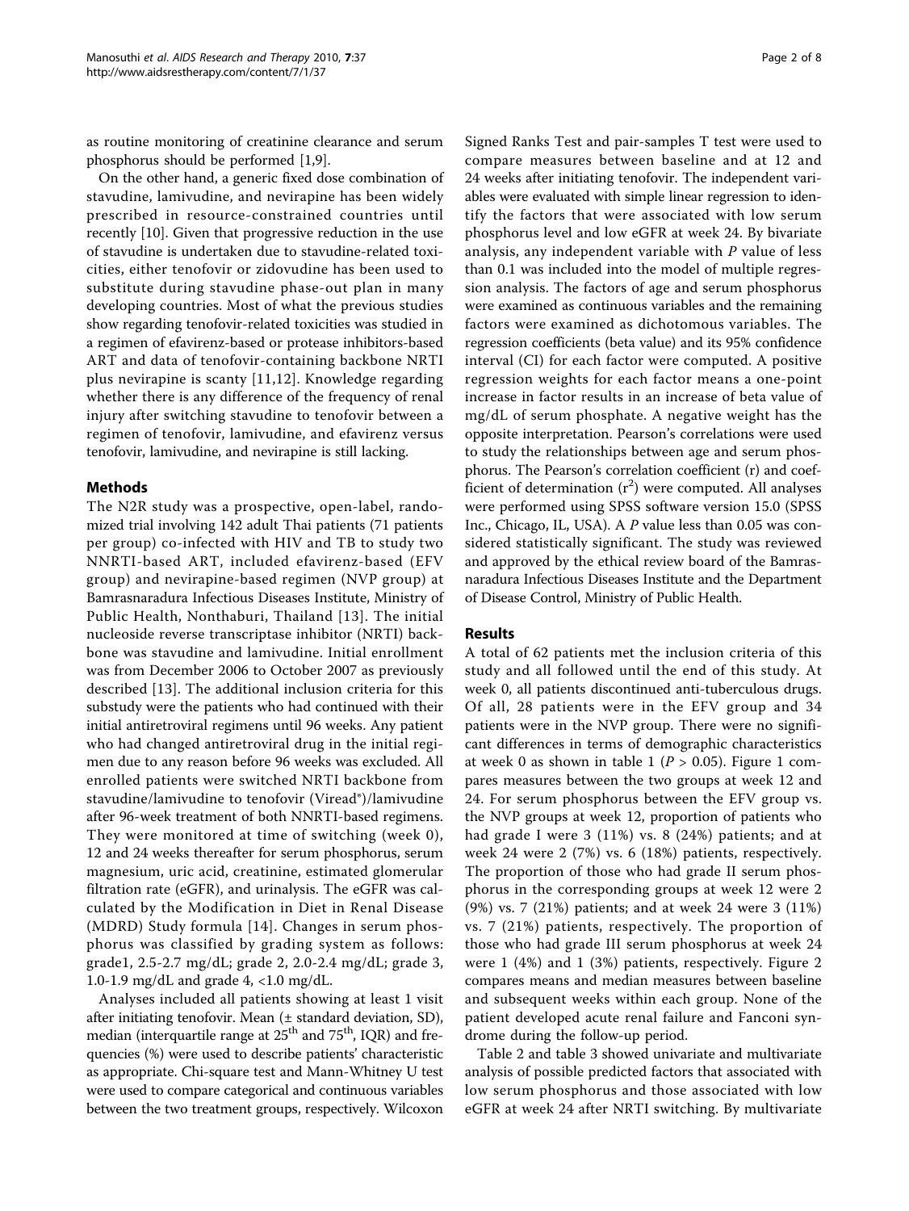as routine monitoring of creatinine clearance and serum phosphorus should be performed [1,9].

On the other hand, a generic fixed dose combination of stavudine, lamivudine, and nevirapine has been widely prescribed in resource-constrained countries until recently [10]. Given that progressive reduction in the use of stavudine is undertaken due to stavudine-related toxicities, either tenofovir or zidovudine has been used to substitute during stavudine phase-out plan in many developing countries. Most of what the previous studies show regarding tenofovir-related toxicities was studied in a regimen of efavirenz-based or protease inhibitors-based ART and data of tenofovir-containing backbone NRTI plus nevirapine is scanty [11,12]. Knowledge regarding whether there is any difference of the frequency of renal injury after switching stavudine to tenofovir between a regimen of tenofovir, lamivudine, and efavirenz versus tenofovir, lamivudine, and nevirapine is still lacking.

## Methods

The N2R study was a prospective, open-label, randomized trial involving 142 adult Thai patients (71 patients per group) co-infected with HIV and TB to study two NNRTI-based ART, included efavirenz-based (EFV group) and nevirapine-based regimen (NVP group) at Bamrasnaradura Infectious Diseases Institute, Ministry of Public Health, Nonthaburi, Thailand [13]. The initial nucleoside reverse transcriptase inhibitor (NRTI) backbone was stavudine and lamivudine. Initial enrollment was from December 2006 to October 2007 as previously described [13]. The additional inclusion criteria for this substudy were the patients who had continued with their initial antiretroviral regimens until 96 weeks. Any patient who had changed antiretroviral drug in the initial regimen due to any reason before 96 weeks was excluded. All enrolled patients were switched NRTI backbone from stavudine/lamivudine to tenofovir (Viread®)/lamivudine after 96-week treatment of both NNRTI-based regimens. They were monitored at time of switching (week 0), 12 and 24 weeks thereafter for serum phosphorus, serum magnesium, uric acid, creatinine, estimated glomerular filtration rate (eGFR), and urinalysis. The eGFR was calculated by the Modification in Diet in Renal Disease (MDRD) Study formula [14]. Changes in serum phosphorus was classified by grading system as follows: grade1, 2.5-2.7 mg/dL; grade 2, 2.0-2.4 mg/dL; grade 3, 1.0-1.9 mg/dL and grade 4, <1.0 mg/dL.

Analyses included all patients showing at least 1 visit after initiating tenofovir. Mean (± standard deviation, SD), median (interquartile range at 25th and 75th, IQR) and frequencies (%) were used to describe patients' characteristic as appropriate. Chi-square test and Mann-Whitney U test were used to compare categorical and continuous variables between the two treatment groups, respectively. Wilcoxon Signed Ranks Test and pair-samples T test were used to compare measures between baseline and at 12 and 24 weeks after initiating tenofovir. The independent variables were evaluated with simple linear regression to identify the factors that were associated with low serum phosphorus level and low eGFR at week 24. By bivariate analysis, any independent variable with *P* value of less than 0.1 was included into the model of multiple regression analysis. The factors of age and serum phosphorus were examined as continuous variables and the remaining factors were examined as dichotomous variables. The regression coefficients (beta value) and its 95% confidence interval (CI) for each factor were computed. A positive regression weights for each factor means a one-point increase in factor results in an increase of beta value of mg/dL of serum phosphate. A negative weight has the opposite interpretation. Pearson's correlations were used to study the relationships between age and serum phosphorus. The Pearson's correlation coefficient (r) and coefficient of determination ($r^2$) were computed. All analyses were performed using SPSS software version 15.0 (SPSS Inc., Chicago, IL, USA). A *P* value less than 0.05 was considered statistically significant. The study was reviewed and approved by the ethical review board of the Bamrasnaradura Infectious Diseases Institute and the Department of Disease Control, Ministry of Public Health.

## Results

A total of 62 patients met the inclusion criteria of this study and all followed until the end of this study. At week 0, all patients discontinued anti-tuberculous drugs. Of all, 28 patients were in the EFV group and 34 patients were in the NVP group. There were no significant differences in terms of demographic characteristics at week 0 as shown in table 1 ($P > 0.05$). Figure 1 compares measures between the two groups at week 12 and 24. For serum phosphorus between the EFV group vs. the NVP groups at week 12, proportion of patients who had grade I were 3 (11%) vs. 8 (24%) patients; and at week 24 were 2 (7%) vs. 6 (18%) patients, respectively. The proportion of those who had grade II serum phosphorus in the corresponding groups at week 12 were 2 (9%) vs. 7 (21%) patients; and at week 24 were 3 (11%) vs. 7 (21%) patients, respectively. The proportion of those who had grade III serum phosphorus at week 24 were 1 (4%) and 1 (3%) patients, respectively. Figure 2 compares means and median measures between baseline and subsequent weeks within each group. None of the patient developed acute renal failure and Fanconi syndrome during the follow-up period.

Table 2 and table 3 showed univariate and multivariate analysis of possible predicted factors that associated with low serum phosphorus and those associated with low eGFR at week 24 after NRTI switching. By multivariate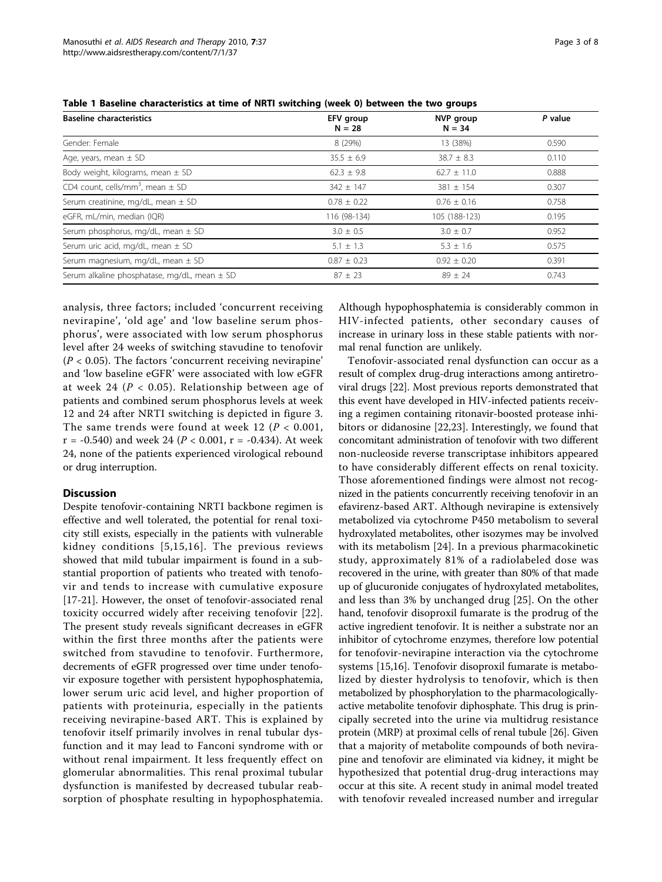**Table 1 Baseline characteristics at time of NRTI switching (week 0) between the two groups**

| Baseline characteristics | EFV group N = 28 | NVP group N = 34 | P value |
|---|---|---|---|
| Gender: Female | 8 (29%) | 13 (38%) | 0.590 |
| Age, years, mean ± SD | 35.5 ± 6.9 | 38.7 ± 8.3 | 0.110 |
| Body weight, kilograms, mean ± SD | 62.3 ± 9.8 | 62.7 ± 11.0 | 0.888 |
| CD4 count, cells/mm$^3$, mean ± SD | 342 ± 147 | 381 ± 154 | 0.307 |
| Serum creatinine, mg/dL, mean ± SD | 0.78 ± 0.22 | 0.76 ± 0.16 | 0.758 |
| eGFR, mL/min, median (IQR) | 116 (98-134) | 105 (188-123) | 0.195 |
| Serum phosphorus, mg/dL, mean ± SD | 3.0 ± 0.5 | 3.0 ± 0.7 | 0.952 |
| Serum uric acid, mg/dL, mean ± SD | 5.1 ± 1.3 | 5.3 ± 1.6 | 0.575 |
| Serum magnesium, mg/dL, mean ± SD | 0.87 ± 0.23 | 0.92 ± 0.20 | 0.391 |
| Serum alkaline phosphatase, mg/dL, mean ± SD | 87 ± 23 | 89 ± 24 | 0.743 |

analysis, three factors; included 'concurrent receiving nevirapine', 'old age' and 'low baseline serum phosphorus', were associated with low serum phosphorus level after 24 weeks of switching stavudine to tenofovir ($P < 0.05$). The factors 'concurrent receiving nevirapine' and 'low baseline eGFR' were associated with low eGFR at week 24 ($P < 0.05$). Relationship between age of patients and combined serum phosphorus levels at week 12 and 24 after NRTI switching is depicted in figure 3. The same trends were found at week 12 ($P < 0.001$, $r = -0.540$) and week 24 ($P < 0.001$, $r = -0.434$). At week 24, none of the patients experienced virological rebound or drug interruption.

## Discussion

Despite tenofovir-containing NRTI backbone regimen is effective and well tolerated, the potential for renal toxicity still exists, especially in the patients with vulnerable kidney conditions [5,15,16]. The previous reviews showed that mild tubular impairment is found in a substantial proportion of patients who treated with tenofovir and tends to increase with cumulative exposure [17-21]. However, the onset of tenofovir-associated renal toxicity occurred widely after receiving tenofovir [22]. The present study reveals significant decreases in eGFR within the first three months after the patients were switched from stavudine to tenofovir. Furthermore, decrements of eGFR progressed over time under tenofovir exposure together with persistent hypophosphatemia, lower serum uric acid level, and higher proportion of patients with proteinuria, especially in the patients receiving nevirapine-based ART. This is explained by tenofovir itself primarily involves in renal tubular dysfunction and it may lead to Fanconi syndrome with or without renal impairment. It less frequently effect on glomerular abnormalities. This renal proximal tubular dysfunction is manifested by decreased tubular reabsorption of phosphate resulting in hypophosphatemia. Although hypophosphatemia is considerably common in HIV-infected patients, other secondary causes of increase in urinary loss in these stable patients with normal renal function are unlikely.

Tenofovir-associated renal dysfunction can occur as a result of complex drug-drug interactions among antiretroviral drugs [22]. Most previous reports demonstrated that this event have developed in HIV-infected patients receiving a regimen containing ritonavir-boosted protease inhibitors or didanosine [22,23]. Interestingly, we found that concomitant administration of tenofovir with two different non-nucleoside reverse transcriptase inhibitors appeared to have considerably different effects on renal toxicity. Those aforementioned findings were almost not recognized in the patients concurrently receiving tenofovir in an efavirenz-based ART. Although nevirapine is extensively metabolized via cytochrome P450 metabolism to several hydroxylated metabolites, other isozymes may be involved with its metabolism [24]. In a previous pharmacokinetic study, approximately 81% of a radiolabeled dose was recovered in the urine, with greater than 80% of that made up of glucuronide conjugates of hydroxylated metabolites, and less than 3% by unchanged drug [25]. On the other hand, tenofovir disoproxil fumarate is the prodrug of the active ingredient tenofovir. It is neither a substrate nor an inhibitor of cytochrome enzymes, therefore low potential for tenofovir-nevirapine interaction via the cytochrome systems [15,16]. Tenofovir disoproxil fumarate is metabolized by diester hydrolysis to tenofovir, which is then metabolized by phosphorylation to the pharmacologically-active metabolite tenofovir diphosphate. This drug is principally secreted into the urine via multidrug resistance protein (MRP) at proximal cells of renal tubule [26]. Given that a majority of metabolite compounds of both nevirapine and tenofovir are eliminated via kidney, it might be hypothesized that potential drug-drug interactions may occur at this site. A recent study in animal model treated with tenofovir revealed increased number and irregular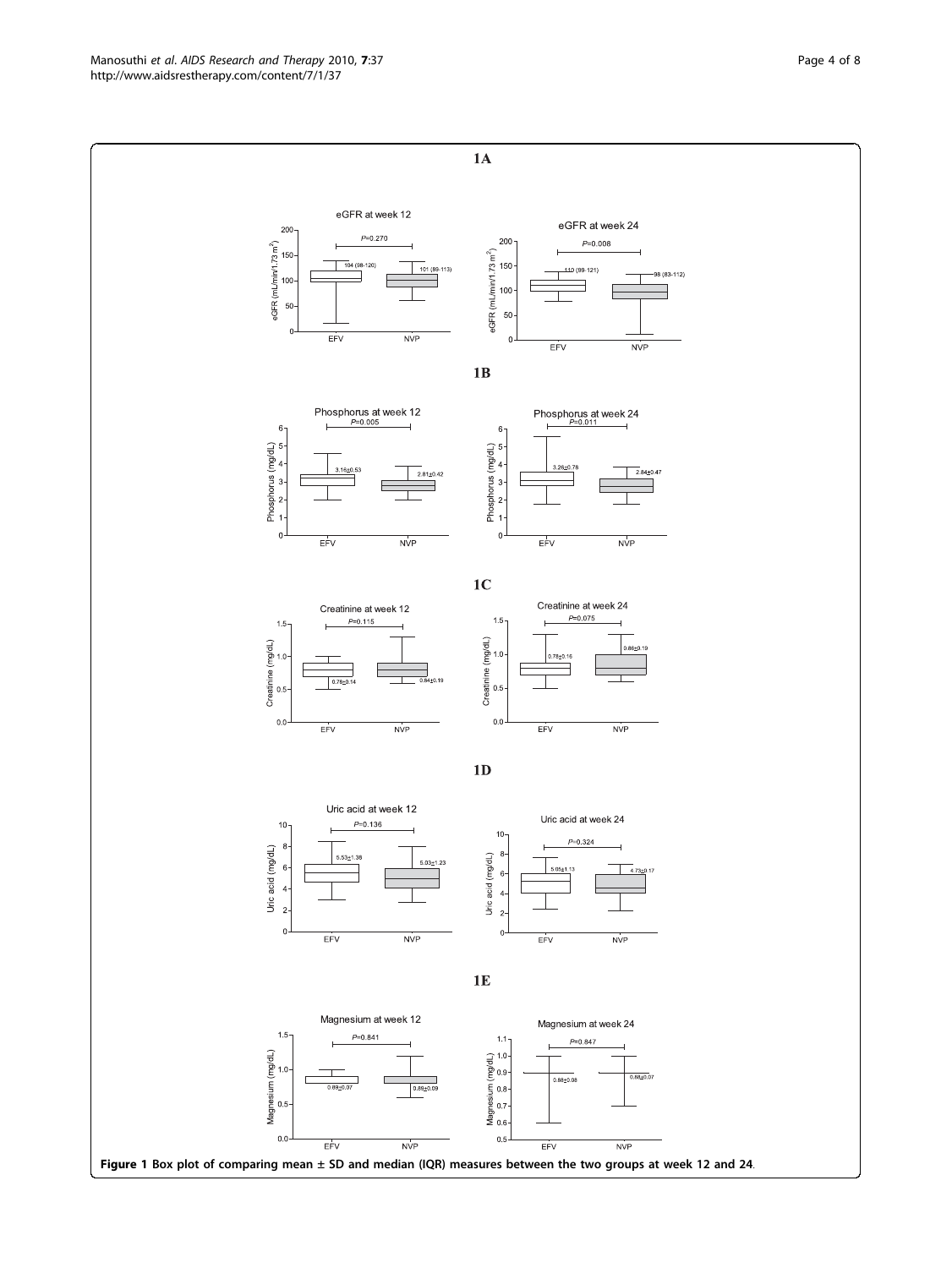**Figure 1 Box plot of comparing mean ± SD and median (IQR) measures between the two groups at week 12 and 24**.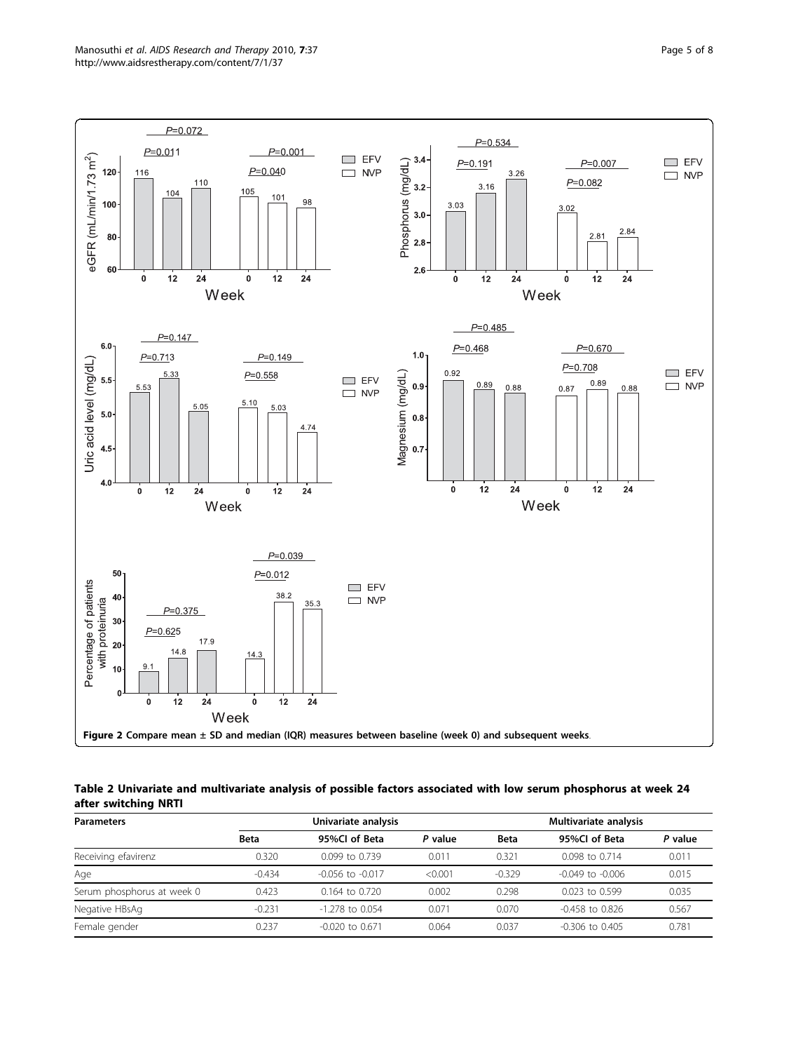**Figure 2 Compare mean ± SD and median (IQR) measures between baseline (week 0) and subsequent weeks.**

**Table 2 Univariate and multivariate analysis of possible factors associated with low serum phosphorus at week 24 after switching NRTI**

| Parameters | Univariate analysis | | | Multivariate analysis | | |
|---|---|---|---|---|---|---|
| | Beta | 95%CI of Beta | *P* value | Beta | 95%CI of Beta | *P* value |
| Receiving efavirenz | 0.320 | 0.099 to 0.739 | 0.011 | 0.321 | 0.098 to 0.714 | 0.011 |
| Age | -0.434 | -0.056 to -0.017 | <0.001 | -0.329 | -0.049 to -0.006 | 0.015 |
| Serum phosphorus at week 0 | 0.423 | 0.164 to 0.720 | 0.002 | 0.298 | 0.023 to 0.599 | 0.035 |
| Negative HBsAg | -0.231 | -1.278 to 0.054 | 0.071 | 0.070 | -0.458 to 0.826 | 0.567 |
| Female gender | 0.237 | -0.020 to 0.671 | 0.064 | 0.037 | -0.306 to 0.405 | 0.781 |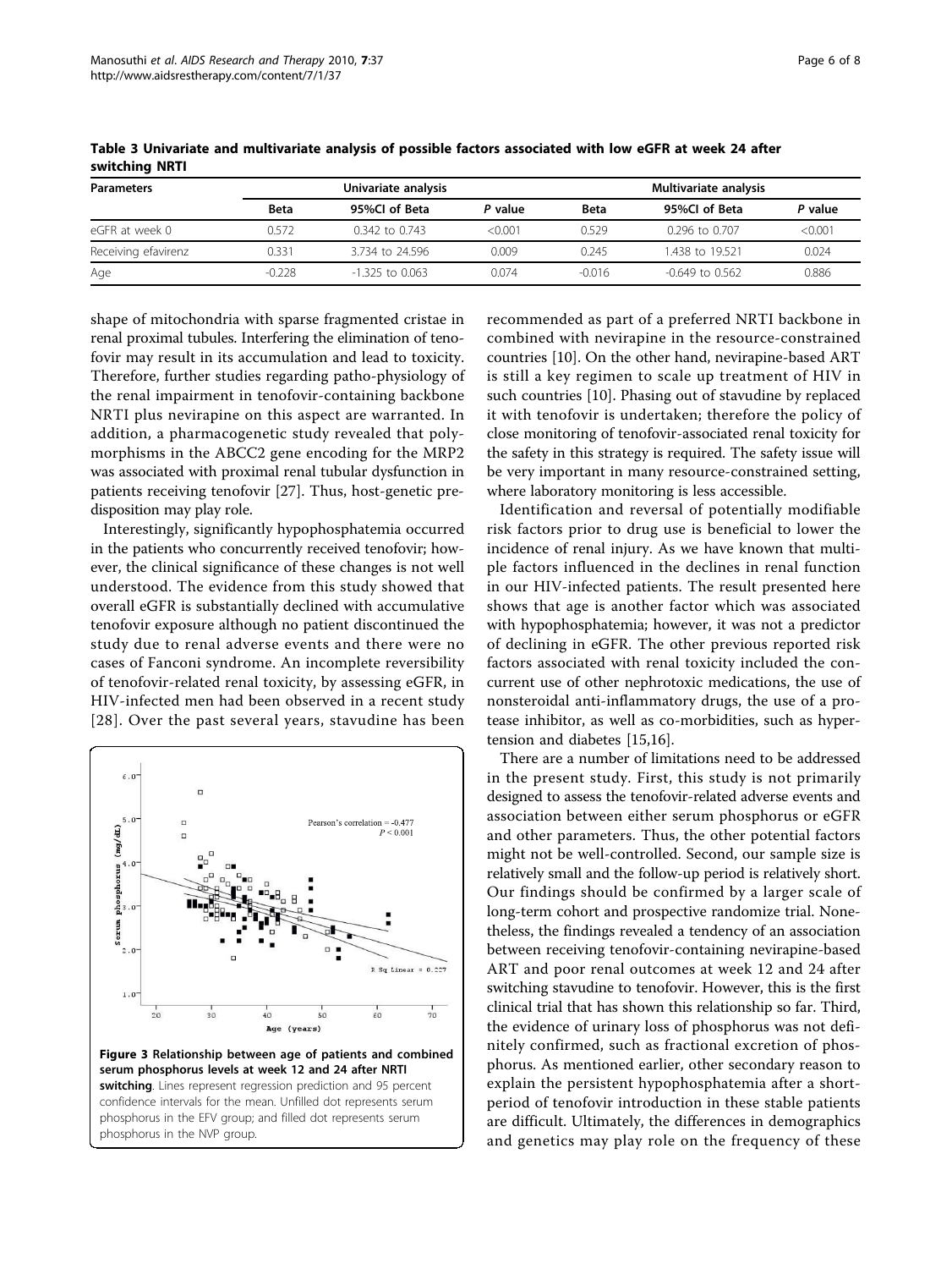**Table 3 Univariate and multivariate analysis of possible factors associated with low eGFR at week 24 after switching NRTI**

| Parameters | Univariate analysis | | | Multivariate analysis | | |
|---|---|---|---|---|---|---|
| | Beta | 95%CI of Beta | *P* value | Beta | 95%CI of Beta | *P* value |
| eGFR at week 0 | 0.572 | 0.342 to 0.743 | <0.001 | 0.529 | 0.296 to 0.707 | <0.001 |
| Receiving efavirenz | 0.331 | 3.734 to 24.596 | 0.009 | 0.245 | 1.438 to 19.521 | 0.024 |
| Age | -0.228 | -1.325 to 0.063 | 0.074 | -0.016 | -0.649 to 0.562 | 0.886 |

shape of mitochondria with sparse fragmented cristae in renal proximal tubules. Interfering the elimination of tenofovir may result in its accumulation and lead to toxicity. Therefore, further studies regarding patho-physiology of the renal impairment in tenofovir-containing backbone NRTI plus nevirapine on this aspect are warranted. In addition, a pharmacogenetic study revealed that polymorphisms in the ABCC2 gene encoding for the MRP2 was associated with proximal renal tubular dysfunction in patients receiving tenofovir [27]. Thus, host-genetic predisposition may play role.

Interestingly, significantly hypophosphatemia occurred in the patients who concurrently received tenofovir; however, the clinical significance of these changes is not well understood. The evidence from this study showed that overall eGFR is substantially declined with accumulative tenofovir exposure although no patient discontinued the study due to renal adverse events and there were no cases of Fanconi syndrome. An incomplete reversibility of tenofovir-related renal toxicity, by assessing eGFR, in HIV-infected men had been observed in a recent study [28]. Over the past several years, stavudine has been recommended as part of a preferred NRTI backbone in combined with nevirapine in the resource-constrained countries [10]. On the other hand, nevirapine-based ART is still a key regimen to scale up treatment of HIV in such countries [10]. Phasing out of stavudine by replaced it with tenofovir is undertaken; therefore the policy of close monitoring of tenofovir-associated renal toxicity for the safety in this strategy is required. The safety issue will be very important in many resource-constrained setting, where laboratory monitoring is less accessible.

**Figure 3 Relationship between age of patients and combined serum phosphorus levels at week 12 and 24 after NRTI switching**. Lines represent regression prediction and 95 percent confidence intervals for the mean. Unfilled dot represents serum phosphorus in the EFV group; and filled dot represents serum phosphorus in the NVP group.

Identification and reversal of potentially modifiable risk factors prior to drug use is beneficial to lower the incidence of renal injury. As we have known that multiple factors influenced in the declines in renal function in our HIV-infected patients. The result presented here shows that age is another factor which was associated with hypophosphatemia; however, it was not a predictor of declining in eGFR. The other previous reported risk factors associated with renal toxicity included the concurrent use of other nephrotoxic medications, the use of nonsteroidal anti-inflammatory drugs, the use of a protease inhibitor, as well as co-morbidities, such as hypertension and diabetes [15,16].

There are a number of limitations need to be addressed in the present study. First, this study is not primarily designed to assess the tenofovir-related adverse events and association between either serum phosphorus or eGFR and other parameters. Thus, the other potential factors might not be well-controlled. Second, our sample size is relatively small and the follow-up period is relatively short. Our findings should be confirmed by a larger scale of long-term cohort and prospective randomize trial. Nonetheless, the findings revealed a tendency of an association between receiving tenofovir-containing nevirapine-based ART and poor renal outcomes at week 12 and 24 after switching stavudine to tenofovir. However, this is the first clinical trial that has shown this relationship so far. Third, the evidence of urinary loss of phosphorus was not definitely confirmed, such as fractional excretion of phosphorus. As mentioned earlier, other secondary reason to explain the persistent hypophosphatemia after a short-period of tenofovir introduction in these stable patients are difficult. Ultimately, the differences in demographics and genetics may play role on the frequency of these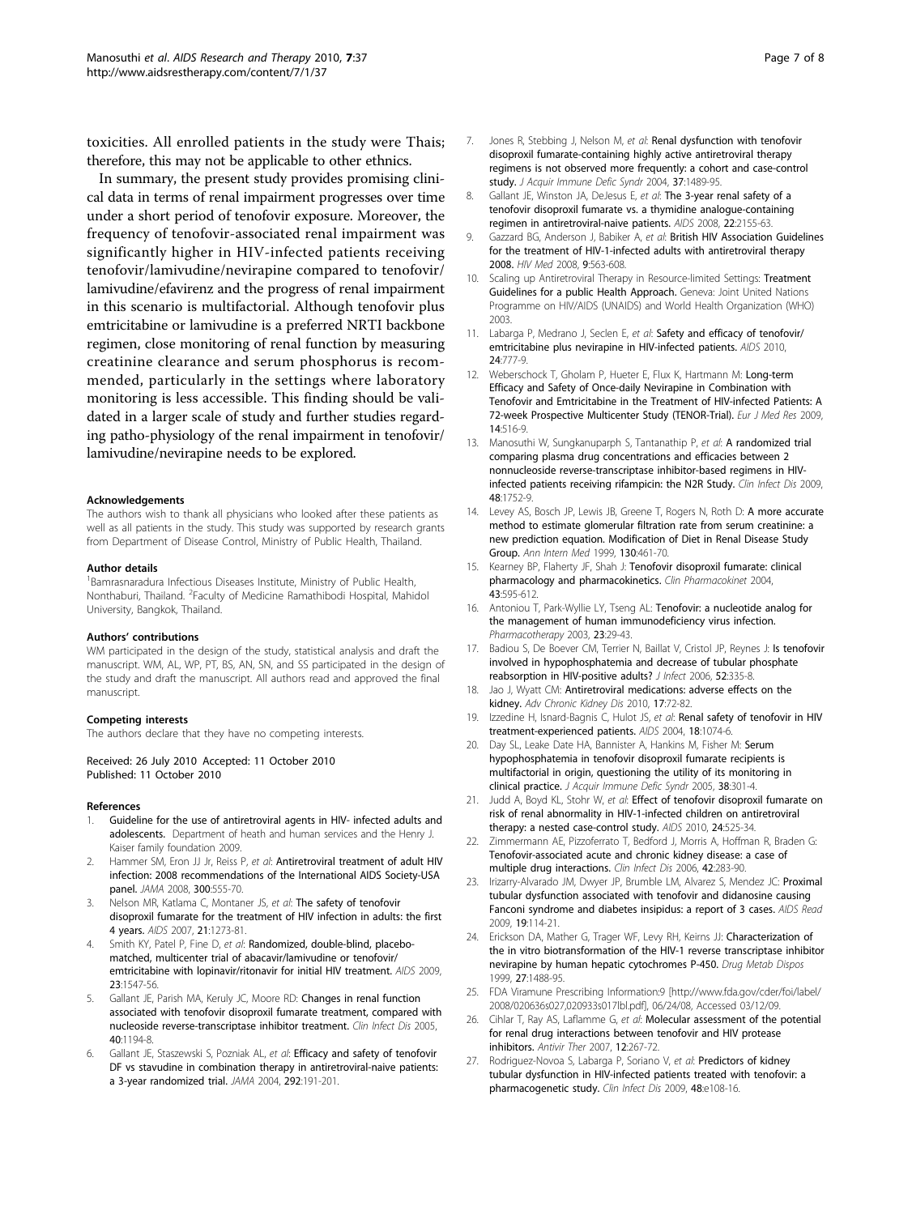toxicities. All enrolled patients in the study were Thais; therefore, this may not be applicable to other ethnics.

In summary, the present study provides promising clinical data in terms of renal impairment progresses over time under a short period of tenofovir exposure. Moreover, the frequency of tenofovir-associated renal impairment was significantly higher in HIV-infected patients receiving tenofovir/lamivudine/nevirapine compared to tenofovir/lamivudine/efavirenz and the progress of renal impairment in this scenario is multifactorial. Although tenofovir plus emtricitabine or lamivudine is a preferred NRTI backbone regimen, close monitoring of renal function by measuring creatinine clearance and serum phosphorus is recommended, particularly in the settings where laboratory monitoring is less accessible. This finding should be validated in a larger scale of study and further studies regarding patho-physiology of the renal impairment in tenofovir/lamivudine/nevirapine needs to be explored.

#### Acknowledgements

The authors wish to thank all physicians who looked after these patients as well as all patients in the study. This study was supported by research grants from Department of Disease Control, Ministry of Public Health, Thailand.

#### Author details

[1]Bamrasnaradura Infectious Diseases Institute, Ministry of Public Health, Nonthaburi, Thailand. [2]Faculty of Medicine Ramathibodi Hospital, Mahidol University, Bangkok, Thailand.

#### Authors' contributions

WM participated in the design of the study, statistical analysis and draft the manuscript. WM, AL, WP, PT, BS, AN, SN, and SS participated in the design of the study and draft the manuscript. All authors read and approved the final manuscript.

#### Competing interests

The authors declare that they have no competing interests.

Received: 26 July 2010 Accepted: 11 October 2010
Published: 11 October 2010

#### References

1. **Guideline for the use of antiretroviral agents in HIV- infected adults and adolescents.** Department of heath and human services and the Henry J. Kaiser family foundation 2009.
2. Hammer SM, Eron JJ Jr, Reiss P, *et al*: **Antiretroviral treatment of adult HIV infection: 2008 recommendations of the International AIDS Society-USA panel.** *JAMA* 2008, **300**:555-70.
3. Nelson MR, Katlama C, Montaner JS, *et al*: **The safety of tenofovir disoproxil fumarate for the treatment of HIV infection in adults: the first 4 years.** *AIDS* 2007, **21**:1273-81.
4. Smith KY, Patel P, Fine D, *et al*: **Randomized, double-blind, placebo-matched, multicenter trial of abacavir/lamivudine or tenofovir/emtricitabine with lopinavir/ritonavir for initial HIV treatment.** *AIDS* 2009, **23**:1547-56.
5. Gallant JE, Parish MA, Keruly JC, Moore RD: **Changes in renal function associated with tenofovir disoproxil fumarate treatment, compared with nucleoside reverse-transcriptase inhibitor treatment.** *Clin Infect Dis* 2005, **40**:1194-8.
6. Gallant JE, Staszewski S, Pozniak AL, *et al*: **Efficacy and safety of tenofovir DF vs stavudine in combination therapy in antiretroviral-naive patients: a 3-year randomized trial.** *JAMA* 2004, **292**:191-201.
7. Jones R, Stebbing J, Nelson M, *et al*: **Renal dysfunction with tenofovir disoproxil fumarate-containing highly active antiretroviral therapy regimens is not observed more frequently: a cohort and case-control study.** *J Acquir Immune Defic Syndr* 2004, **37**:1489-95.
8. Gallant JE, Winston JA, DeJesus E, *et al*: **The 3-year renal safety of a tenofovir disoproxil fumarate vs. a thymidine analogue-containing regimen in antiretroviral-naive patients.** *AIDS* 2008, **22**:2155-63.
9. Gazzard BG, Anderson J, Babiker A, *et al*: **British HIV Association Guidelines for the treatment of HIV-1-infected adults with antiretroviral therapy 2008.** *HIV Med* 2008, **9**:563-608.
10. Scaling up Antiretroviral Therapy in Resource-limited Settings: **Treatment Guidelines for a public Health Approach.** Geneva: Joint United Nations Programme on HIV/AIDS (UNAIDS) and World Health Organization (WHO) 2003.
11. Labarga P, Medrano J, Seclen E, *et al*: **Safety and efficacy of tenofovir/emtricitabine plus nevirapine in HIV-infected patients.** *AIDS* 2010, **24**:777-9.
12. Weberschock T, Gholam P, Hueter E, Flux K, Hartmann M: **Long-term Efficacy and Safety of Once-daily Nevirapine in Combination with Tenofovir and Emtricitabine in the Treatment of HIV-infected Patients: A 72-week Prospective Multicenter Study (TENOR-Trial).** *Eur J Med Res* 2009, **14**:516-9.
13. Manosuthi W, Sungkanuparph S, Tantanathip P, *et al*: **A randomized trial comparing plasma drug concentrations and efficacies between 2 nonnucleoside reverse-transcriptase inhibitor-based regimens in HIV-infected patients receiving rifampicin: the N2R Study.** *Clin Infect Dis* 2009, **48**:1752-9.
14. Levey AS, Bosch JP, Lewis JB, Greene T, Rogers N, Roth D: **A more accurate method to estimate glomerular filtration rate from serum creatinine: a new prediction equation. Modification of Diet in Renal Disease Study Group.** *Ann Intern Med* 1999, **130**:461-70.
15. Kearney BP, Flaherty JF, Shah J: **Tenofovir disoproxil fumarate: clinical pharmacology and pharmacokinetics.** *Clin Pharmacokinet* 2004, **43**:595-612.
16. Antoniou T, Park-Wyllie LY, Tseng AL: **Tenofovir: a nucleotide analog for the management of human immunodeficiency virus infection.** *Pharmacotherapy* 2003, **23**:29-43.
17. Badiou S, De Boever CM, Terrier N, Baillat V, Cristol JP, Reynes J: **Is tenofovir involved in hypophosphatemia and decrease of tubular phosphate reabsorption in HIV-positive adults?** *J Infect* 2006, **52**:335-8.
18. Jao J, Wyatt CM: **Antiretroviral medications: adverse effects on the kidney.** *Adv Chronic Kidney Dis* 2010, **17**:72-82.
19. Izzedine H, Isnard-Bagnis C, Hulot JS, *et al*: **Renal safety of tenofovir in HIV treatment-experienced patients.** *AIDS* 2004, **18**:1074-6.
20. Day SL, Leake Date HA, Bannister A, Hankins M, Fisher M: **Serum hypophosphatemia in tenofovir disoproxil fumarate recipients is multifactorial in origin, questioning the utility of its monitoring in clinical practice.** *J Acquir Immune Defic Syndr* 2005, **38**:301-4.
21. Judd A, Boyd KL, Stohr W, *et al*: **Effect of tenofovir disoproxil fumarate on risk of renal abnormality in HIV-1-infected children on antiretroviral therapy: a nested case-control study.** *AIDS* 2010, **24**:525-34.
22. Zimmermann AE, Pizzoferrato T, Bedford J, Morris A, Hoffman R, Braden G: **Tenofovir-associated acute and chronic kidney disease: a case of multiple drug interactions.** *Clin Infect Dis* 2006, **42**:283-90.
23. Irizarry-Alvarado JM, Dwyer JP, Brumble LM, Alvarez S, Mendez JC: **Proximal tubular dysfunction associated with tenofovir and didanosine causing Fanconi syndrome and diabetes insipidus: a report of 3 cases.** *AIDS Read* 2009, **19**:114-21.
24. Erickson DA, Mather G, Trager WF, Levy RH, Keirns JJ: **Characterization of the in vitro biotransformation of the HIV-1 reverse transcriptase inhibitor nevirapine by human hepatic cytochromes P-450.** *Drug Metab Dispos* 1999, **27**:1488-95.
25. FDA Viramune Prescribing Information:9 [http://www.fda.gov/cder/foi/label/2008/020636s027,020933s017lbl.pdf], 06/24/08, Accessed 03/12/09.
26. Cihlar T, Ray AS, Laflamme G, *et al*: **Molecular assessment of the potential for renal drug interactions between tenofovir and HIV protease inhibitors.** *Antivir Ther* 2007, **12**:267-72.
27. Rodriguez-Novoa S, Labarga P, Soriano V, *et al*: **Predictors of kidney tubular dysfunction in HIV-infected patients treated with tenofovir: a pharmacogenetic study.** *Clin Infect Dis* 2009, **48**:e108-16.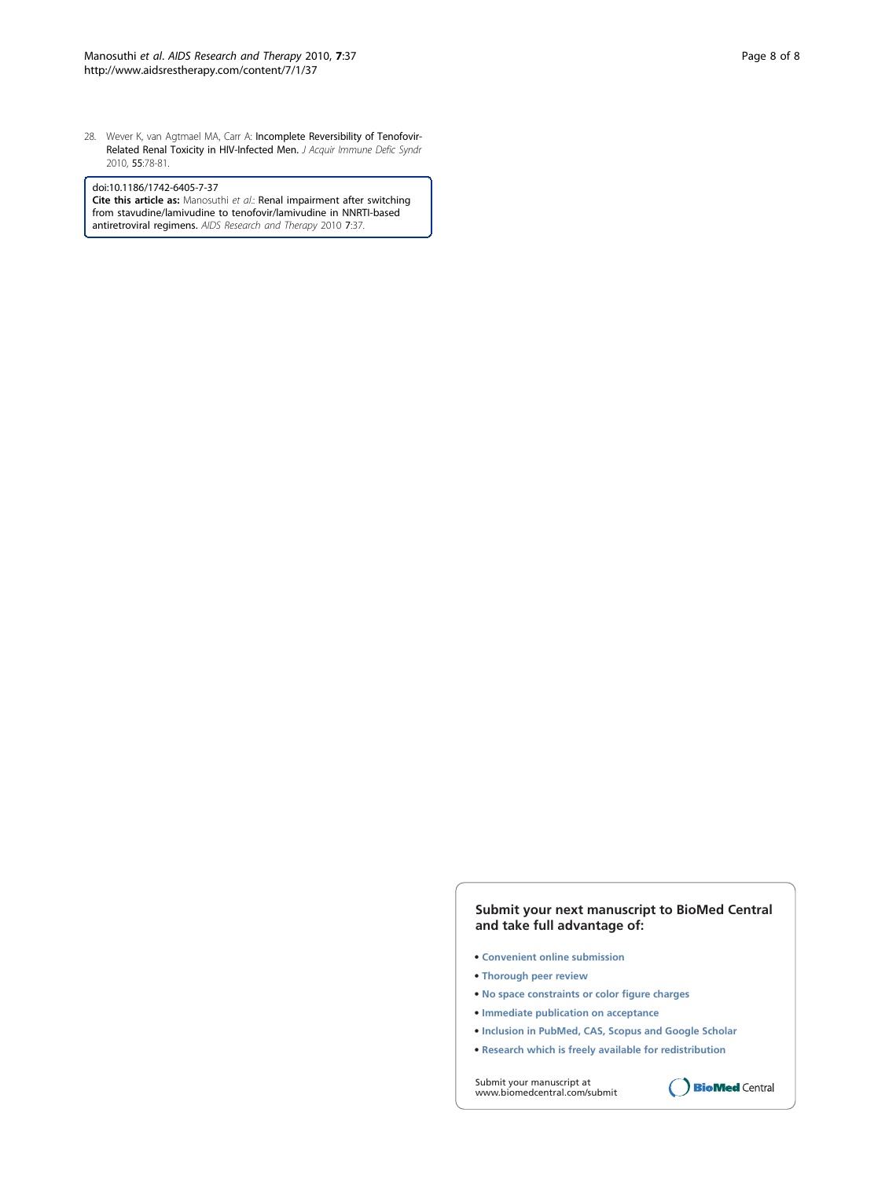28. Wever K, van Agtmael MA, Carr A: **Incomplete Reversibility of Tenofovir-Related Renal Toxicity in HIV-Infected Men.** *J Acquir Immune Defic Syndr* 2010, **55**:78-81.

doi:10.1186/1742-6405-7-37

**Cite this article as:** Manosuthi *et al.*: Renal impairment after switching from stavudine/lamivudine to tenofovir/lamivudine in NNRTI-based antiretroviral regimens. *AIDS Research and Therapy* 2010 **7**:37.

**Submit your next manuscript to BioMed Central and take full advantage of:**

- **Convenient online submission**
- **Thorough peer review**
- **No space constraints or color figure charges**
- **Immediate publication on acceptance**
- **Inclusion in PubMed, CAS, Scopus and Google Scholar**
- **Research which is freely available for redistribution**

Submit your manuscript at www.biomedcentral.com/submit

BioMed Central